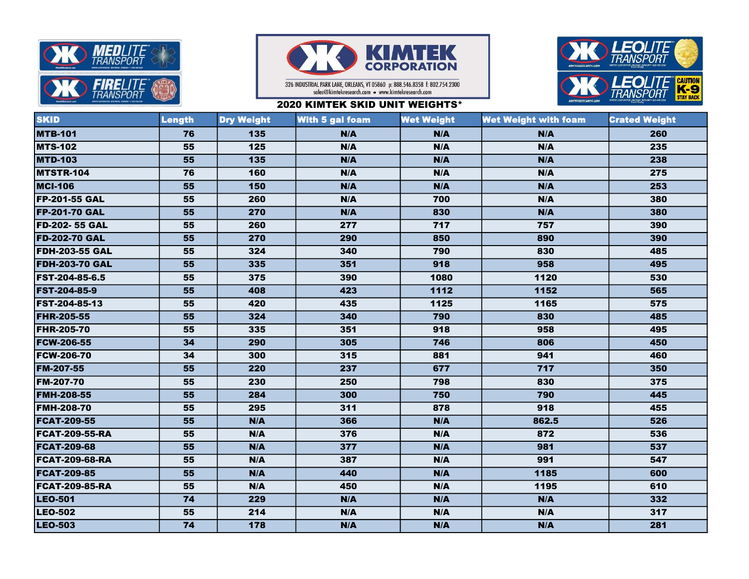KIMTEK CORPORATION

326 INDUSTRIAL PARK LANE, ORLEANS, VT 05860 p: 888.546.8358 f: 802.754.2300
sales@kimtekresearch.com • www.kimtekresearch.com

## 2020 KIMTEK SKID UNIT WEIGHTS*

| SKID | Length | Dry Weight | With 5 gal foam | Wet Weight | Wet Weight with foam | Crated Weight |
|---|---|---|---|---|---|---|
| MTB-101 | 76 | 135 | N/A | N/A | N/A | 260 |
| MTS-102 | 55 | 125 | N/A | N/A | N/A | 235 |
| MTD-103 | 55 | 135 | N/A | N/A | N/A | 238 |
| MTSTR-104 | 76 | 160 | N/A | N/A | N/A | 275 |
| MCI-106 | 55 | 150 | N/A | N/A | N/A | 253 |
| FP-201-55 GAL | 55 | 260 | N/A | 700 | N/A | 380 |
| FP-201-70 GAL | 55 | 270 | N/A | 830 | N/A | 380 |
| FD-202- 55 GAL | 55 | 260 | 277 | 717 | 757 | 390 |
| FD-202-70 GAL | 55 | 270 | 290 | 850 | 890 | 390 |
| FDH-203-55 GAL | 55 | 324 | 340 | 790 | 830 | 485 |
| FDH-203-70 GAL | 55 | 335 | 351 | 918 | 958 | 495 |
| FST-204-85-6.5 | 55 | 375 | 390 | 1080 | 1120 | 530 |
| FST-204-85-9 | 55 | 408 | 423 | 1112 | 1152 | 565 |
| FST-204-85-13 | 55 | 420 | 435 | 1125 | 1165 | 575 |
| FHR-205-55 | 55 | 324 | 340 | 790 | 830 | 485 |
| FHR-205-70 | 55 | 335 | 351 | 918 | 958 | 495 |
| FCW-206-55 | 34 | 290 | 305 | 746 | 806 | 450 |
| FCW-206-70 | 34 | 300 | 315 | 881 | 941 | 460 |
| FM-207-55 | 55 | 220 | 237 | 677 | 717 | 350 |
| FM-207-70 | 55 | 230 | 250 | 798 | 830 | 375 |
| FMH-208-55 | 55 | 284 | 300 | 750 | 790 | 445 |
| FMH-208-70 | 55 | 295 | 311 | 878 | 918 | 455 |
| FCAT-209-55 | 55 | N/A | 366 | N/A | 862.5 | 526 |
| FCAT-209-55-RA | 55 | N/A | 376 | N/A | 872 | 536 |
| FCAT-209-68 | 55 | N/A | 377 | N/A | 981 | 537 |
| FCAT-209-68-RA | 55 | N/A | 387 | N/A | 991 | 547 |
| FCAT-209-85 | 55 | N/A | 440 | N/A | 1185 | 600 |
| FCAT-209-85-RA | 55 | N/A | 450 | N/A | 1195 | 610 |
| LEO-501 | 74 | 229 | N/A | N/A | N/A | 332 |
| LEO-502 | 55 | 214 | N/A | N/A | N/A | 317 |
| LEO-503 | 74 | 178 | N/A | N/A | N/A | 281 |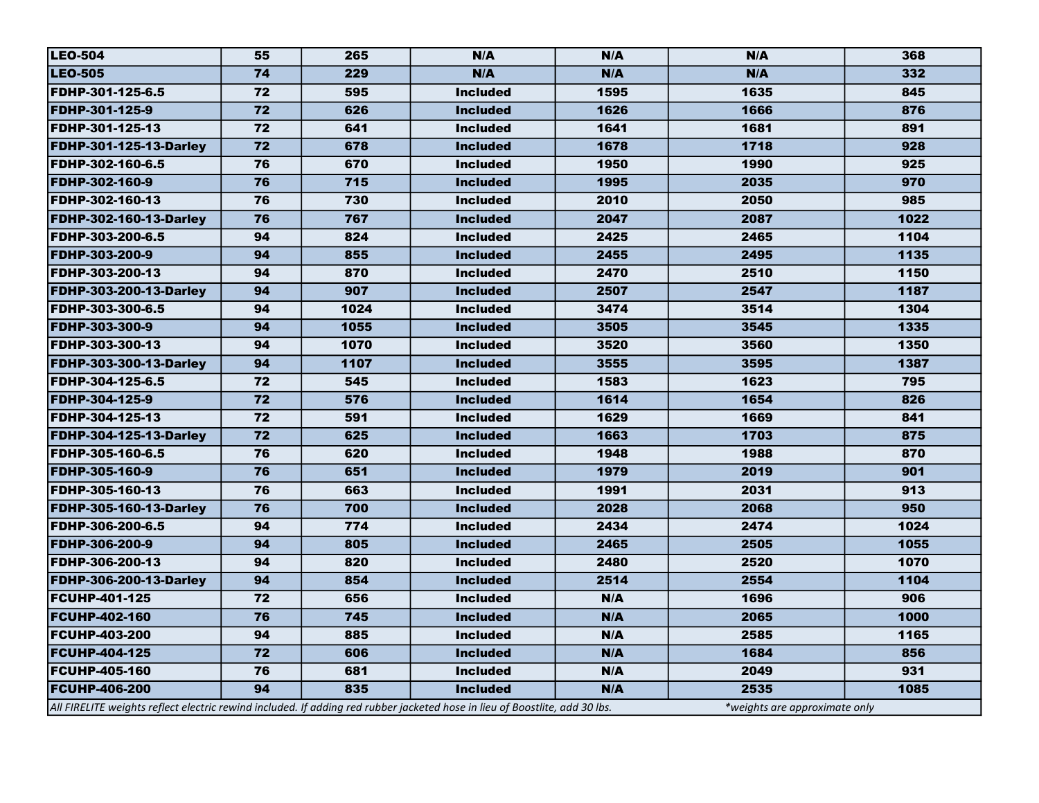| | | | | | | |
|---|---|---|---|---|---|---|
| **LEO-504** | **55** | **265** | **N/A** | **N/A** | **N/A** | **368** |
| **LEO-505** | **74** | **229** | **N/A** | **N/A** | **N/A** | **332** |
| **FDHP-301-125-6.5** | **72** | **595** | **Included** | **1595** | **1635** | **845** |
| **FDHP-301-125-9** | **72** | **626** | **Included** | **1626** | **1666** | **876** |
| **FDHP-301-125-13** | **72** | **641** | **Included** | **1641** | **1681** | **891** |
| **FDHP-301-125-13-Darley** | **72** | **678** | **Included** | **1678** | **1718** | **928** |
| **FDHP-302-160-6.5** | **76** | **670** | **Included** | **1950** | **1990** | **925** |
| **FDHP-302-160-9** | **76** | **715** | **Included** | **1995** | **2035** | **970** |
| **FDHP-302-160-13** | **76** | **730** | **Included** | **2010** | **2050** | **985** |
| **FDHP-302-160-13-Darley** | **76** | **767** | **Included** | **2047** | **2087** | **1022** |
| **FDHP-303-200-6.5** | **94** | **824** | **Included** | **2425** | **2465** | **1104** |
| **FDHP-303-200-9** | **94** | **855** | **Included** | **2455** | **2495** | **1135** |
| **FDHP-303-200-13** | **94** | **870** | **Included** | **2470** | **2510** | **1150** |
| **FDHP-303-200-13-Darley** | **94** | **907** | **Included** | **2507** | **2547** | **1187** |
| **FDHP-303-300-6.5** | **94** | **1024** | **Included** | **3474** | **3514** | **1304** |
| **FDHP-303-300-9** | **94** | **1055** | **Included** | **3505** | **3545** | **1335** |
| **FDHP-303-300-13** | **94** | **1070** | **Included** | **3520** | **3560** | **1350** |
| **FDHP-303-300-13-Darley** | **94** | **1107** | **Included** | **3555** | **3595** | **1387** |
| **FDHP-304-125-6.5** | **72** | **545** | **Included** | **1583** | **1623** | **795** |
| **FDHP-304-125-9** | **72** | **576** | **Included** | **1614** | **1654** | **826** |
| **FDHP-304-125-13** | **72** | **591** | **Included** | **1629** | **1669** | **841** |
| **FDHP-304-125-13-Darley** | **72** | **625** | **Included** | **1663** | **1703** | **875** |
| **FDHP-305-160-6.5** | **76** | **620** | **Included** | **1948** | **1988** | **870** |
| **FDHP-305-160-9** | **76** | **651** | **Included** | **1979** | **2019** | **901** |
| **FDHP-305-160-13** | **76** | **663** | **Included** | **1991** | **2031** | **913** |
| **FDHP-305-160-13-Darley** | **76** | **700** | **Included** | **2028** | **2068** | **950** |
| **FDHP-306-200-6.5** | **94** | **774** | **Included** | **2434** | **2474** | **1024** |
| **FDHP-306-200-9** | **94** | **805** | **Included** | **2465** | **2505** | **1055** |
| **FDHP-306-200-13** | **94** | **820** | **Included** | **2480** | **2520** | **1070** |
| **FDHP-306-200-13-Darley** | **94** | **854** | **Included** | **2514** | **2554** | **1104** |
| **FCUHP-401-125** | **72** | **656** | **Included** | **N/A** | **1696** | **906** |
| **FCUHP-402-160** | **76** | **745** | **Included** | **N/A** | **2065** | **1000** |
| **FCUHP-403-200** | **94** | **885** | **Included** | **N/A** | **2585** | **1165** |
| **FCUHP-404-125** | **72** | **606** | **Included** | **N/A** | **1684** | **856** |
| **FCUHP-405-160** | **76** | **681** | **Included** | **N/A** | **2049** | **931** |
| **FCUHP-406-200** | **94** | **835** | **Included** | **N/A** | **2535** | **1085** |

*All FIRELITE weights reflect electric rewind included. If adding red rubber jacketed hose in lieu of Boostlite, add 30 lbs.*

**weights are approximate only*